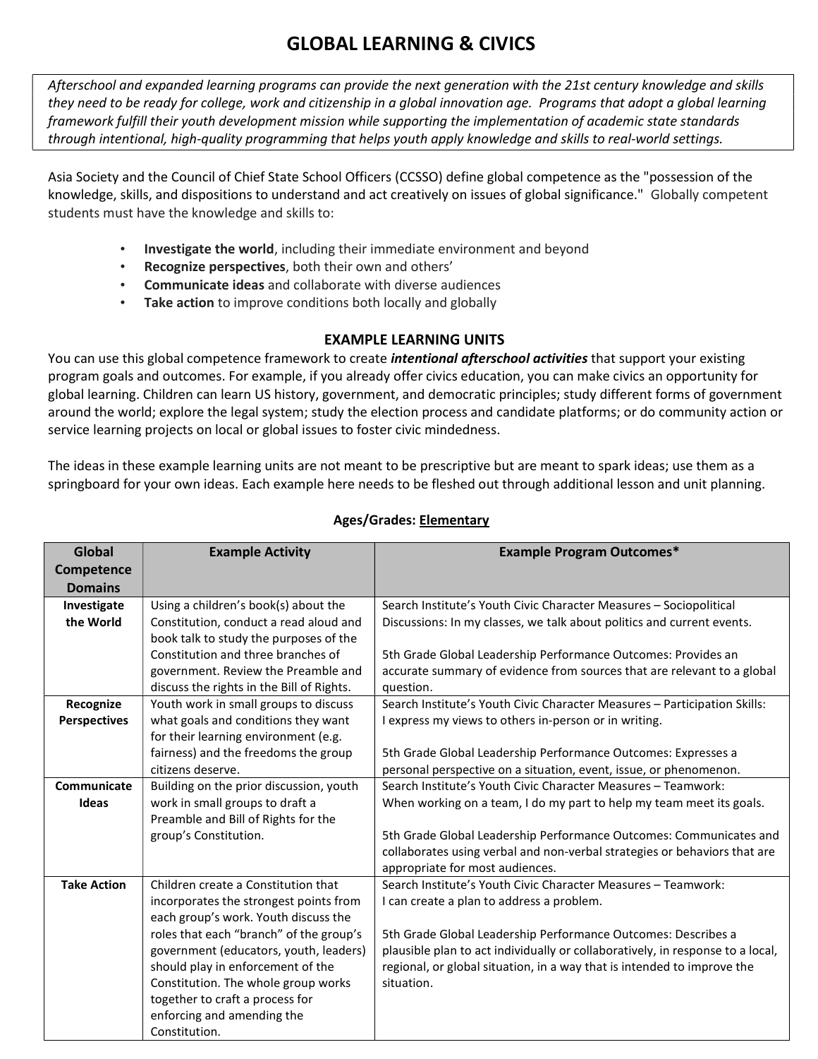# GLOBAL LEARNING & CIVICS

*Afterschool and expanded learning programs can provide the next generation with the 21st century knowledge and skills they need to be ready for college, work and citizenship in a global innovation age. Programs that adopt a global learning framework fulfill their youth development mission while supporting the implementation of academic state standards through intentional, high-quality programming that helps youth apply knowledge and skills to real-world settings.*

Asia Society and the Council of Chief State School Officers (CCSSO) define global competence as the "possession of the knowledge, skills, and dispositions to understand and act creatively on issues of global significance." Globally competent students must have the knowledge and skills to:

- **Investigate the world**, including their immediate environment and beyond
- **Recognize perspectives**, both their own and others'
- **Communicate ideas** and collaborate with diverse audiences
- **Take action** to improve conditions both locally and globally

## EXAMPLE LEARNING UNITS

You can use this global competence framework to create ***intentional afterschool activities*** that support your existing program goals and outcomes. For example, if you already offer civics education, you can make civics an opportunity for global learning. Children can learn US history, government, and democratic principles; study different forms of government around the world; explore the legal system; study the election process and candidate platforms; or do community action or service learning projects on local or global issues to foster civic mindedness.

The ideas in these example learning units are not meant to be prescriptive but are meant to spark ideas; use them as a springboard for your own ideas. Each example here needs to be fleshed out through additional lesson and unit planning.

**Ages/Grades: Elementary**

| Global Competence Domains | Example Activity | Example Program Outcomes* |
|---|---|---|
| **Investigate the World** | Using a children's book(s) about the Constitution, conduct a read aloud and book talk to study the purposes of the Constitution and three branches of government. Review the Preamble and discuss the rights in the Bill of Rights. | Search Institute's Youth Civic Character Measures – Sociopolitical Discussions: In my classes, we talk about politics and current events.<br><br>5th Grade Global Leadership Performance Outcomes: Provides an accurate summary of evidence from sources that are relevant to a global question. |
| **Recognize Perspectives** | Youth work in small groups to discuss what goals and conditions they want for their learning environment (e.g. fairness) and the freedoms the group citizens deserve. | Search Institute's Youth Civic Character Measures – Participation Skills: I express my views to others in-person or in writing.<br><br>5th Grade Global Leadership Performance Outcomes: Expresses a personal perspective on a situation, event, issue, or phenomenon. |
| **Communicate Ideas** | Building on the prior discussion, youth work in small groups to draft a Preamble and Bill of Rights for the group's Constitution. | Search Institute's Youth Civic Character Measures – Teamwork: When working on a team, I do my part to help my team meet its goals.<br><br>5th Grade Global Leadership Performance Outcomes: Communicates and collaborates using verbal and non-verbal strategies or behaviors that are appropriate for most audiences. |
| **Take Action** | Children create a Constitution that incorporates the strongest points from each group's work. Youth discuss the roles that each "branch" of the group's government (educators, youth, leaders) should play in enforcement of the Constitution. The whole group works together to craft a process for enforcing and amending the Constitution. | Search Institute's Youth Civic Character Measures – Teamwork: I can create a plan to address a problem.<br><br>5th Grade Global Leadership Performance Outcomes: Describes a plausible plan to act individually or collaboratively, in response to a local, regional, or global situation, in a way that is intended to improve the situation. |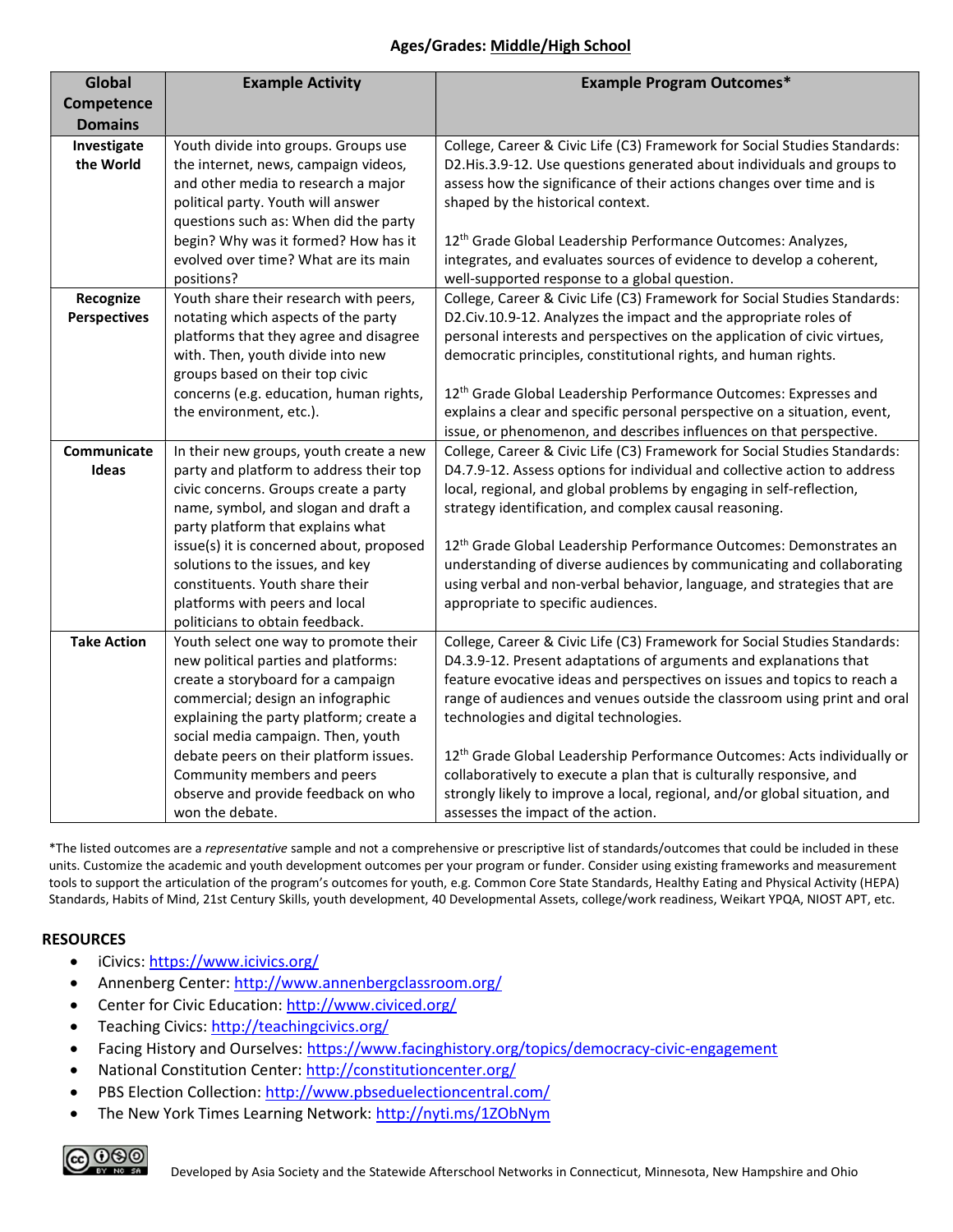**Ages/Grades: Middle/High School**

| Global Competence Domains | Example Activity | Example Program Outcomes* |
|---|---|---|
| **Investigate the World** | Youth divide into groups. Groups use the internet, news, campaign videos, and other media to research a major political party. Youth will answer questions such as: When did the party begin? Why was it formed? How has it evolved over time? What are its main positions? | College, Career & Civic Life (C3) Framework for Social Studies Standards: D2.His.3.9-12. Use questions generated about individuals and groups to assess how the significance of their actions changes over time and is shaped by the historical context.<br><br>12th Grade Global Leadership Performance Outcomes: Analyzes, integrates, and evaluates sources of evidence to develop a coherent, well-supported response to a global question. |
| **Recognize Perspectives** | Youth share their research with peers, notating which aspects of the party platforms that they agree and disagree with. Then, youth divide into new groups based on their top civic concerns (e.g. education, human rights, the environment, etc.). | College, Career & Civic Life (C3) Framework for Social Studies Standards: D2.Civ.10.9-12. Analyzes the impact and the appropriate roles of personal interests and perspectives on the application of civic virtues, democratic principles, constitutional rights, and human rights.<br><br>12th Grade Global Leadership Performance Outcomes: Expresses and explains a clear and specific personal perspective on a situation, event, issue, or phenomenon, and describes influences on that perspective. |
| **Communicate Ideas** | In their new groups, youth create a new party and platform to address their top civic concerns. Groups create a party name, symbol, and slogan and draft a party platform that explains what issue(s) it is concerned about, proposed solutions to the issues, and key constituents. Youth share their platforms with peers and local politicians to obtain feedback. | College, Career & Civic Life (C3) Framework for Social Studies Standards: D4.7.9-12. Assess options for individual and collective action to address local, regional, and global problems by engaging in self-reflection, strategy identification, and complex causal reasoning.<br><br>12th Grade Global Leadership Performance Outcomes: Demonstrates an understanding of diverse audiences by communicating and collaborating using verbal and non-verbal behavior, language, and strategies that are appropriate to specific audiences. |
| **Take Action** | Youth select one way to promote their new political parties and platforms: create a storyboard for a campaign commercial; design an infographic explaining the party platform; create a social media campaign. Then, youth debate peers on their platform issues. Community members and peers observe and provide feedback on who won the debate. | College, Career & Civic Life (C3) Framework for Social Studies Standards: D4.3.9-12. Present adaptations of arguments and explanations that feature evocative ideas and perspectives on issues and topics to reach a range of audiences and venues outside the classroom using print and oral technologies and digital technologies.<br><br>12th Grade Global Leadership Performance Outcomes: Acts individually or collaboratively to execute a plan that is culturally responsive, and strongly likely to improve a local, regional, and/or global situation, and assesses the impact of the action. |

*The listed outcomes are a *representative* sample and not a comprehensive or prescriptive list of standards/outcomes that could be included in these units. Customize the academic and youth development outcomes per your program or funder. Consider using existing frameworks and measurement tools to support the articulation of the program's outcomes for youth, e.g. Common Core State Standards, Healthy Eating and Physical Activity (HEPA) Standards, Habits of Mind, 21st Century Skills, youth development, 40 Developmental Assets, college/work readiness, Weikart YPQA, NIOST APT, etc.

## RESOURCES

- iCivics: https://www.icivics.org/
- Annenberg Center: http://www.annenbergclassroom.org/
- Center for Civic Education: http://www.civiced.org/
- Teaching Civics: http://teachingcivics.org/
- Facing History and Ourselves: https://www.facinghistory.org/topics/democracy-civic-engagement
- National Constitution Center: http://constitutioncenter.org/
- PBS Election Collection: http://www.pbseduelectioncentral.com/
- The New York Times Learning Network: http://nyti.ms/1ZObNym

Developed by Asia Society and the Statewide Afterschool Networks in Connecticut, Minnesota, New Hampshire and Ohio